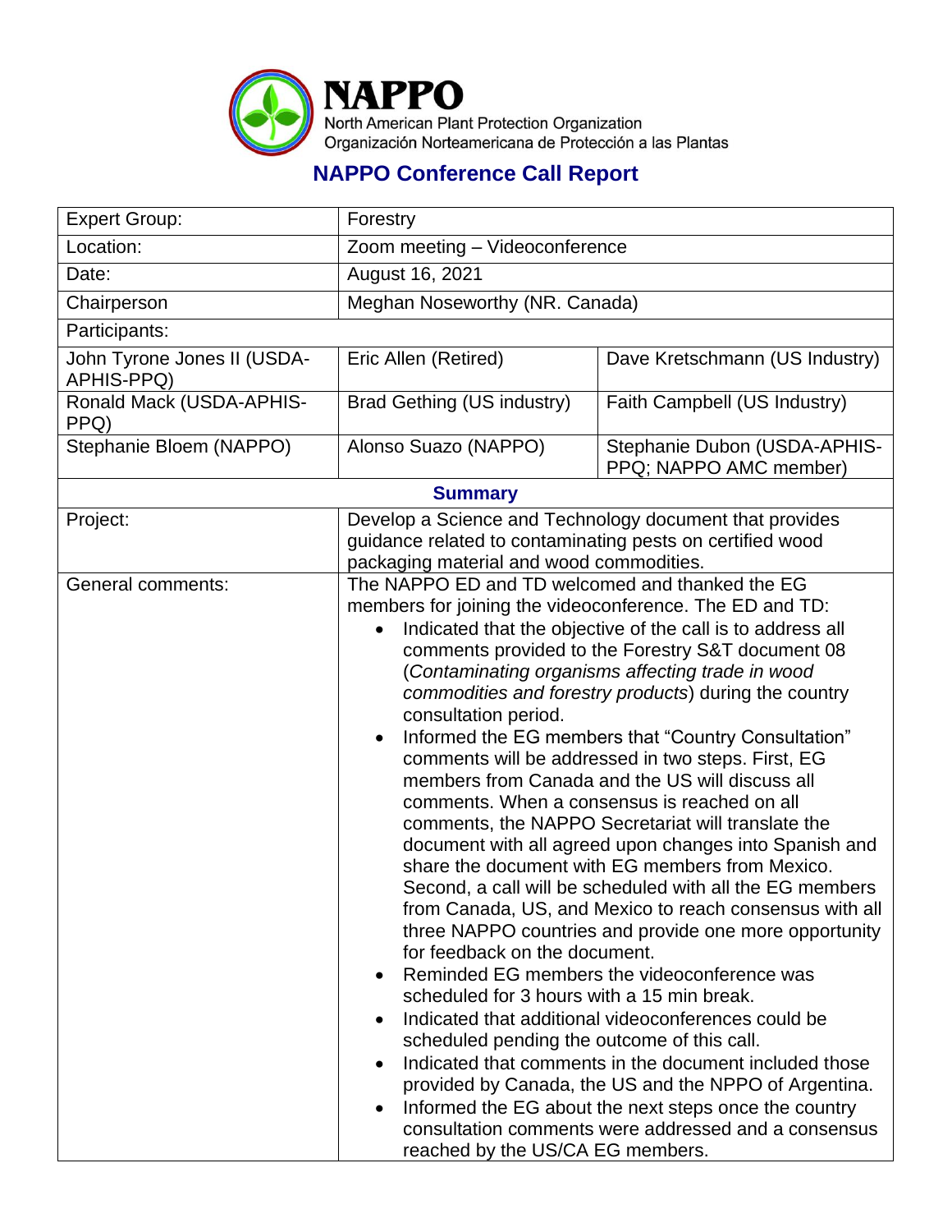# NAPPO

North American Plant Protection Organization
Organización Norteamericana de Protección a las Plantas

## NAPPO Conference Call Report

| Expert Group: | Forestry | |
|---|---|---|
| Location: | Zoom meeting – Videoconference | |
| Date: | August 16, 2021 | |
| Chairperson | Meghan Noseworthy (NR. Canada) | |
| Participants: | | |
| John Tyrone Jones II (USDA-APHIS-PPQ) | Eric Allen (Retired) | Dave Kretschmann (US Industry) |
| Ronald Mack (USDA-APHIS-PPQ) | Brad Gething (US industry) | Faith Campbell (US Industry) |
| Stephanie Bloem (NAPPO) | Alonso Suazo (NAPPO) | Stephanie Dubon (USDA-APHIS-PPQ; NAPPO AMC member) |
| **Summary** | | |
| Project: | Develop a Science and Technology document that provides guidance related to contaminating pests on certified wood packaging material and wood commodities. | |
| General comments: | The NAPPO ED and TD welcomed and thanked the EG members for joining the videoconference. The ED and TD:<br>• Indicated that the objective of the call is to address all comments provided to the Forestry S&T document 08 (*Contaminating organisms affecting trade in wood commodities and forestry products*) during the country consultation period.<br>• Informed the EG members that "Country Consultation" comments will be addressed in two steps. First, EG members from Canada and the US will discuss all comments. When a consensus is reached on all comments, the NAPPO Secretariat will translate the document with all agreed upon changes into Spanish and share the document with EG members from Mexico. Second, a call will be scheduled with all the EG members from Canada, US, and Mexico to reach consensus with all three NAPPO countries and provide one more opportunity for feedback on the document.<br>• Reminded EG members the videoconference was scheduled for 3 hours with a 15 min break.<br>• Indicated that additional videoconferences could be scheduled pending the outcome of this call.<br>• Indicated that comments in the document included those provided by Canada, the US and the NPPO of Argentina.<br>• Informed the EG about the next steps once the country consultation comments were addressed and a consensus reached by the US/CA EG members. | |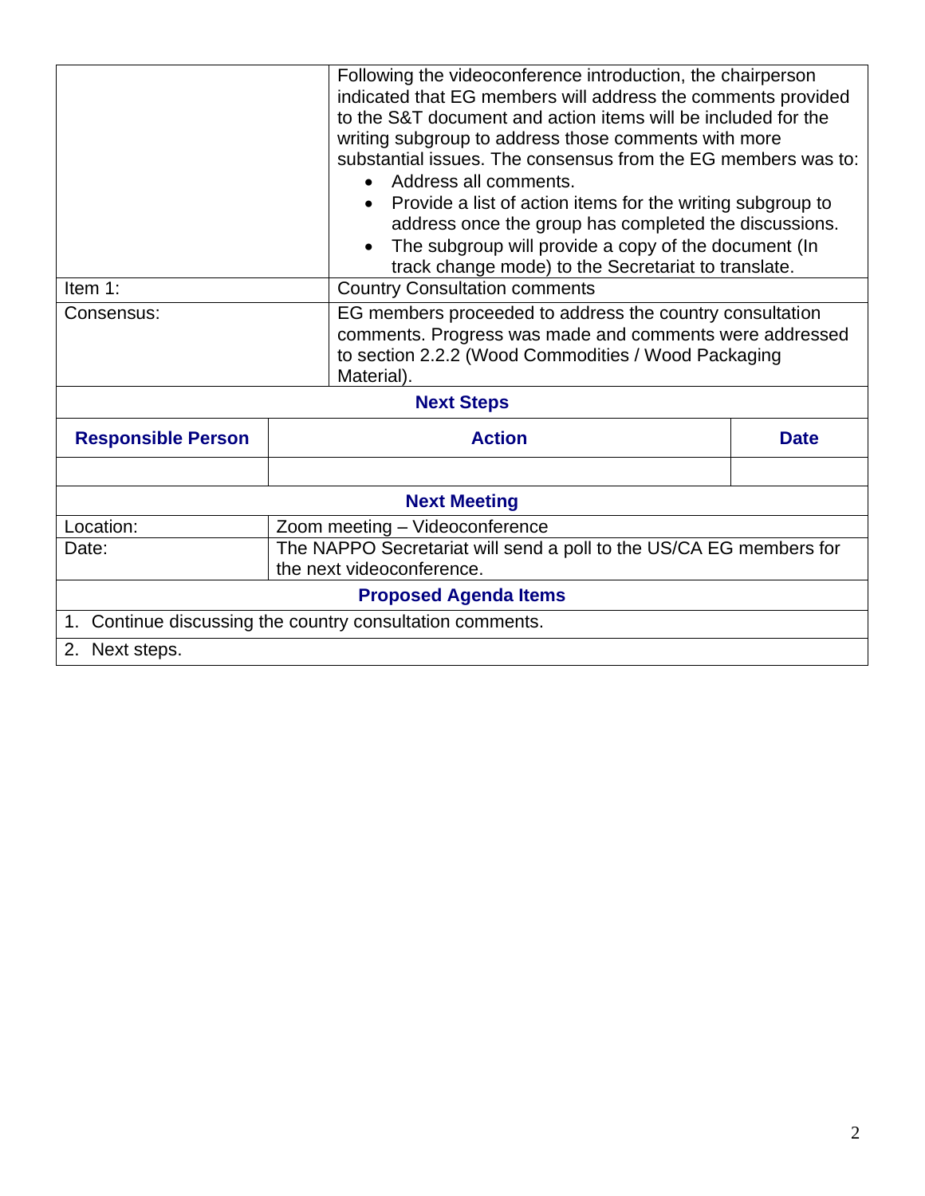| | |
|---|---|
| | Following the videoconference introduction, the chairperson indicated that EG members will address the comments provided to the S&T document and action items will be included for the writing subgroup to address those comments with more substantial issues. The consensus from the EG members was to:<br>• Address all comments.<br>• Provide a list of action items for the writing subgroup to address once the group has completed the discussions.<br>• The subgroup will provide a copy of the document (In track change mode) to the Secretariat to translate. |
| Item 1: | Country Consultation comments |
| Consensus: | EG members proceeded to address the country consultation comments. Progress was made and comments were addressed to section 2.2.2 (Wood Commodities / Wood Packaging Material). |

**Next Steps**

| Responsible Person | Action | Date |
|---|---|---|
| | | |

**Next Meeting**

| | |
|---|---|
| Location: | Zoom meeting – Videoconference |
| Date: | The NAPPO Secretariat will send a poll to the US/CA EG members for the next videoconference. |

**Proposed Agenda Items**

1. Continue discussing the country consultation comments.
2. Next steps.